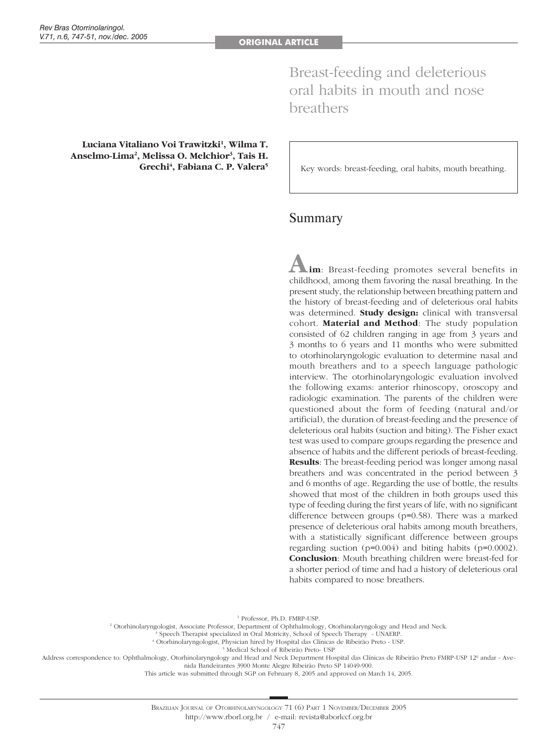ORIGINAL ARTICLE

# Breast-feeding and deleterious oral habits in mouth and nose breathers

**Luciana Vitaliano Voi Trawitzki[1], Wilma T. Anselmo-Lima[2], Melissa O. Melchior[3], Tais H. Grechi[4], Fabiana C. P. Valera[5]**

Key words: breast-feeding, oral habits, mouth breathing.

## Summary

**Aim**: Breast-feeding promotes several benefits in childhood, among them favoring the nasal breathing. In the present study, the relationship between breathing pattern and the history of breast-feeding and of deleterious oral habits was determined. **Study design:** clinical with transversal cohort. **Material and Method**: The study population consisted of 62 children ranging in age from 3 years and 3 months to 6 years and 11 months who were submitted to otorhinolaryngologic evaluation to determine nasal and mouth breathers and to a speech language pathologic interview. The otorhinolaryngologic evaluation involved the following exams: anterior rhinoscopy, oroscopy and radiologic examination. The parents of the children were questioned about the form of feeding (natural and/or artificial), the duration of breast-feeding and the presence of deleterious oral habits (suction and biting). The Fisher exact test was used to compare groups regarding the presence and absence of habits and the different periods of breast-feeding. **Results**: The breast-feeding period was longer among nasal breathers and was concentrated in the period between 3 and 6 months of age. Regarding the use of bottle, the results showed that most of the children in both groups used this type of feeding during the first years of life, with no significant difference between groups (p=0.58). There was a marked presence of deleterious oral habits among mouth breathers, with a statistically significant difference between groups regarding suction (p=0.004) and biting habits (p=0.0002). **Conclusion**: Mouth breathing children were breast-fed for a shorter period of time and had a history of deleterious oral habits compared to nose breathers.

[1] Professor, Ph.D. FMRP-USP.
[2] Otorhinolaryngologist, Associate Professor, Department of Ophthalmology, Otorhinolaryngology and Head and Neck.
[3] Speech Therapist specialized in Oral Motricity, School of Speech Therapy - UNAERP.
[4] Otorhinolaryngologist, Physician hired by Hospital das Clínicas de Ribeirão Preto - USP.
[5] Medical School of Ribeirão Preto- USP

Address correspondence to: Ophthalmology, Otorhinolaryngology and Head and Neck Department Hospital das Clínicas de Ribeirão Preto FMRP-USP 12º andar - Avenida Bandeirantes 3900 Monte Alegre Ribeirão Preto SP 14049-900.

This article was submitted through SGP on February 8, 2005 and approved on March 14, 2005.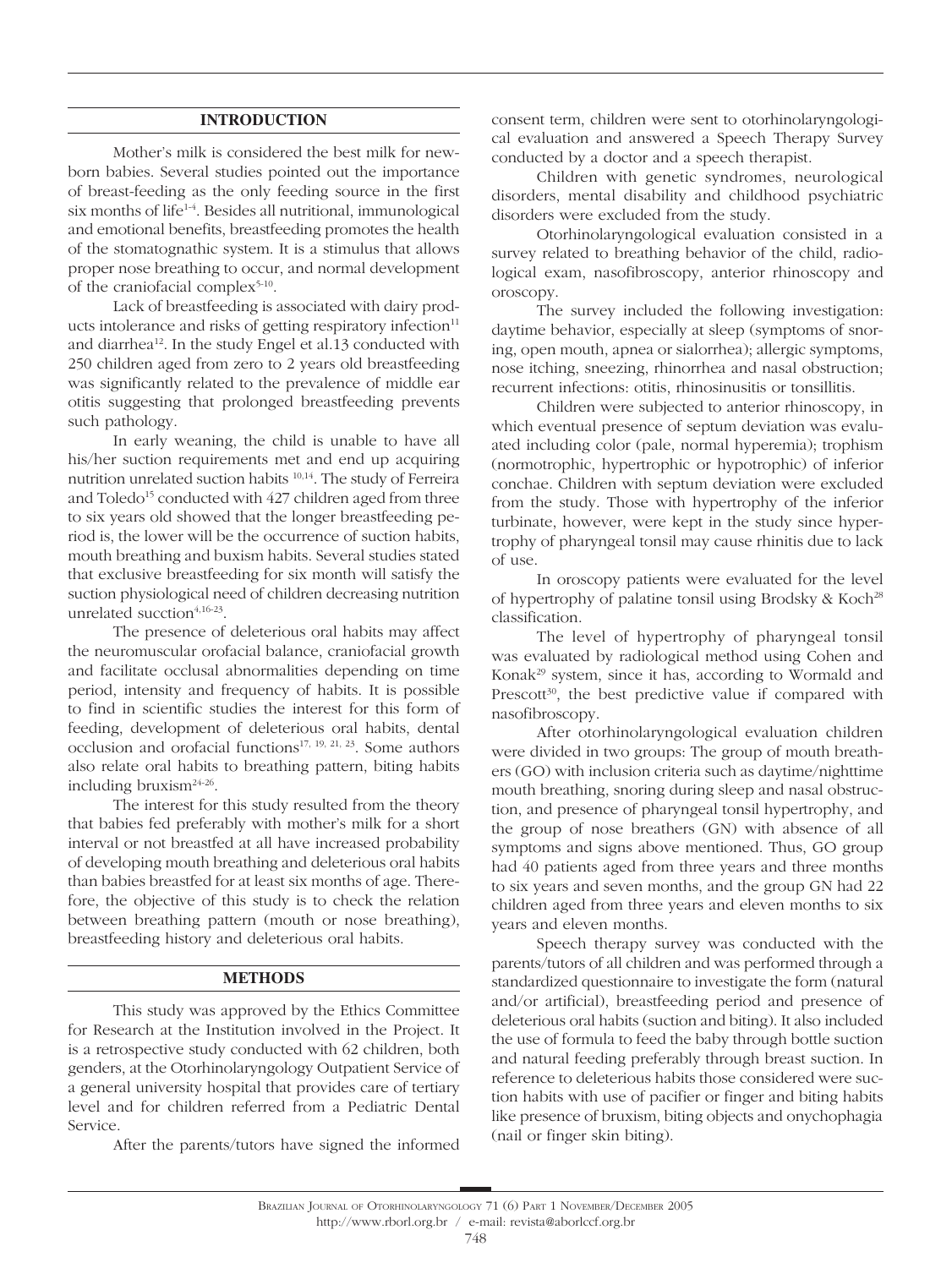## INTRODUCTION

Mother's milk is considered the best milk for newborn babies. Several studies pointed out the importance of breast-feeding as the only feeding source in the first six months of life[1-4]. Besides all nutritional, immunological and emotional benefits, breastfeeding promotes the health of the stomatognathic system. It is a stimulus that allows proper nose breathing to occur, and normal development of the craniofacial complex[5-10].

Lack of breastfeeding is associated with dairy products intolerance and risks of getting respiratory infection[11] and diarrhea[12]. In the study Engel et al.13 conducted with 250 children aged from zero to 2 years old breastfeeding was significantly related to the prevalence of middle ear otitis suggesting that prolonged breastfeeding prevents such pathology.

In early weaning, the child is unable to have all his/her suction requirements met and end up acquiring nutrition unrelated suction habits [10,14]. The study of Ferreira and Toledo[15] conducted with 427 children aged from three to six years old showed that the longer breastfeeding period is, the lower will be the occurrence of suction habits, mouth breathing and buxism habits. Several studies stated that exclusive breastfeeding for six month will satisfy the suction physiological need of children decreasing nutrition unrelated sucction[4,16-23].

The presence of deleterious oral habits may affect the neuromuscular orofacial balance, craniofacial growth and facilitate occlusal abnormalities depending on time period, intensity and frequency of habits. It is possible to find in scientific studies the interest for this form of feeding, development of deleterious oral habits, dental occlusion and orofacial functions[17, 19, 21, 23]. Some authors also relate oral habits to breathing pattern, biting habits including bruxism[24-26].

The interest for this study resulted from the theory that babies fed preferably with mother's milk for a short interval or not breastfed at all have increased probability of developing mouth breathing and deleterious oral habits than babies breastfed for at least six months of age. Therefore, the objective of this study is to check the relation between breathing pattern (mouth or nose breathing), breastfeeding history and deleterious oral habits.

## METHODS

This study was approved by the Ethics Committee for Research at the Institution involved in the Project. It is a retrospective study conducted with 62 children, both genders, at the Otorhinolaryngology Outpatient Service of a general university hospital that provides care of tertiary level and for children referred from a Pediatric Dental Service.

After the parents/tutors have signed the informed consent term, children were sent to otorhinolaryngological evaluation and answered a Speech Therapy Survey conducted by a doctor and a speech therapist.

Children with genetic syndromes, neurological disorders, mental disability and childhood psychiatric disorders were excluded from the study.

Otorhinolaryngological evaluation consisted in a survey related to breathing behavior of the child, radiological exam, nasofibroscopy, anterior rhinoscopy and oroscopy.

The survey included the following investigation: daytime behavior, especially at sleep (symptoms of snoring, open mouth, apnea or sialorrhea); allergic symptoms, nose itching, sneezing, rhinorrhea and nasal obstruction; recurrent infections: otitis, rhinosinusitis or tonsillitis.

Children were subjected to anterior rhinoscopy, in which eventual presence of septum deviation was evaluated including color (pale, normal hyperemia); trophism (normotrophic, hypertrophic or hypotrophic) of inferior conchae. Children with septum deviation were excluded from the study. Those with hypertrophy of the inferior turbinate, however, were kept in the study since hypertrophy of pharyngeal tonsil may cause rhinitis due to lack of use.

In oroscopy patients were evaluated for the level of hypertrophy of palatine tonsil using Brodsky & Koch[28] classification.

The level of hypertrophy of pharyngeal tonsil was evaluated by radiological method using Cohen and Konak[29] system, since it has, according to Wormald and Prescott[30], the best predictive value if compared with nasofibroscopy.

After otorhinolaryngological evaluation children were divided in two groups: The group of mouth breathers (GO) with inclusion criteria such as daytime/nighttime mouth breathing, snoring during sleep and nasal obstruction, and presence of pharyngeal tonsil hypertrophy, and the group of nose breathers (GN) with absence of all symptoms and signs above mentioned. Thus, GO group had 40 patients aged from three years and three months to six years and seven months, and the group GN had 22 children aged from three years and eleven months to six years and eleven months.

Speech therapy survey was conducted with the parents/tutors of all children and was performed through a standardized questionnaire to investigate the form (natural and/or artificial), breastfeeding period and presence of deleterious oral habits (suction and biting). It also included the use of formula to feed the baby through bottle suction and natural feeding preferably through breast suction. In reference to deleterious habits those considered were suction habits with use of pacifier or finger and biting habits like presence of bruxism, biting objects and onychophagia (nail or finger skin biting).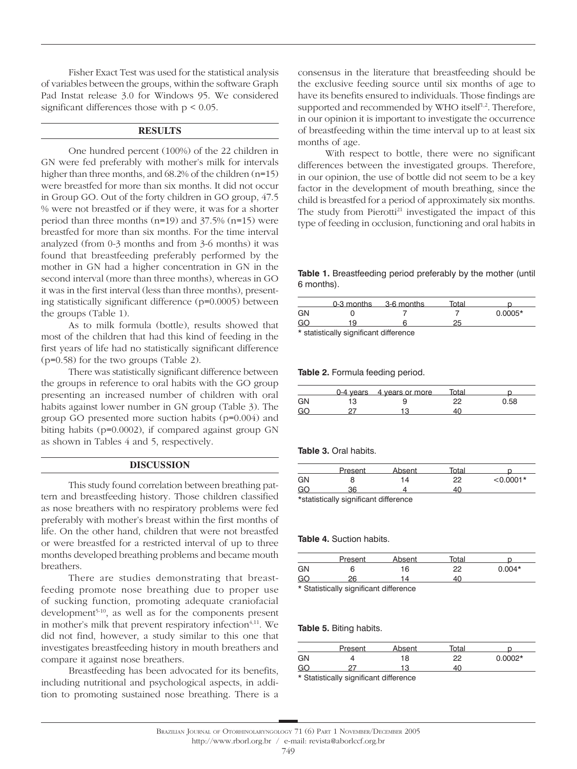Fisher Exact Test was used for the statistical analysis of variables between the groups, within the software Graph Pad Instat release 3.0 for Windows 95. We considered significant differences those with $p < 0.05$.

## RESULTS

One hundred percent (100%) of the 22 children in GN were fed preferably with mother's milk for intervals higher than three months, and 68.2% of the children (n=15) were breastfed for more than six months. It did not occur in Group GO. Out of the forty children in GO group, 47.5 % were not breastfed or if they were, it was for a shorter period than three months (n=19) and 37.5% (n=15) were breastfed for more than six months. For the time interval analyzed (from 0-3 months and from 3-6 months) it was found that breastfeeding preferably performed by the mother in GN had a higher concentration in GN in the second interval (more than three months), whereas in GO it was in the first interval (less than three months), presenting statistically significant difference (p=0.0005) between the groups (Table 1).

As to milk formula (bottle), results showed that most of the children that had this kind of feeding in the first years of life had no statistically significant difference (p=0.58) for the two groups (Table 2).

There was statistically significant difference between the groups in reference to oral habits with the GO group presenting an increased number of children with oral habits against lower number in GN group (Table 3). The group GO presented more suction habits (p=0.004) and biting habits (p=0.0002), if compared against group GN as shown in Tables 4 and 5, respectively.

## DISCUSSION

This study found correlation between breathing pattern and breastfeeding history. Those children classified as nose breathers with no respiratory problems were fed preferably with mother's breast within the first months of life. On the other hand, children that were not breastfed or were breastfed for a restricted interval of up to three months developed breathing problems and became mouth breathers.

There are studies demonstrating that breastfeeding promote nose breathing due to proper use of sucking function, promoting adequate craniofacial development[5-10], as well as for the components present in mother's milk that prevent respiratory infection[4,11]. We did not find, however, a study similar to this one that investigates breastfeeding history in mouth breathers and compare it against nose breathers.

Breastfeeding has been advocated for its benefits, including nutritional and psychological aspects, in addition to promoting sustained nose breathing. There is a consensus in the literature that breastfeeding should be the exclusive feeding source until six months of age to have its benefits ensured to individuals. Those findings are supported and recommended by WHO itself[1,2]. Therefore, in our opinion it is important to investigate the occurrence of breastfeeding within the time interval up to at least six months of age.

With respect to bottle, there were no significant differences between the investigated groups. Therefore, in our opinion, the use of bottle did not seem to be a key factor in the development of mouth breathing, since the child is breastfed for a period of approximately six months. The study from Pierotti[21] investigated the impact of this type of feeding in occlusion, functioning and oral habits in

**Table 1.** Breastfeeding period preferably by the mother (until 6 months).

| | 0-3 months | 3-6 months | Total | p |
|---|---|---|---|---|
| GN | 0 | 7 | 7 | 0.0005* |
| GO | 19 | 6 | 25 | |

\* statistically significant difference

**Table 2.** Formula feeding period.

| | 0-4 years | 4 years or more | Total | p |
|---|---|---|---|---|
| GN | 13 | 9 | 22 | 0.58 |
| GO | 27 | 13 | 40 | |

**Table 3.** Oral habits.

| | Present | Absent | Total | p |
|---|---|---|---|---|
| GN | 8 | 14 | 22 | <0.0001* |
| GO | 36 | 4 | 40 | |

\*statistically significant difference

**Table 4.** Suction habits.

| | Present | Absent | Total | p |
|---|---|---|---|---|
| GN | 6 | 16 | 22 | 0.004* |
| GO | 26 | 14 | 40 | |

\* Statistically significant difference

**Table 5.** Biting habits.

| | Present | Absent | Total | p |
|---|---|---|---|---|
| GN | 4 | 18 | 22 | 0.0002* |
| GO | 27 | 13 | 40 | |

\* Statistically significant difference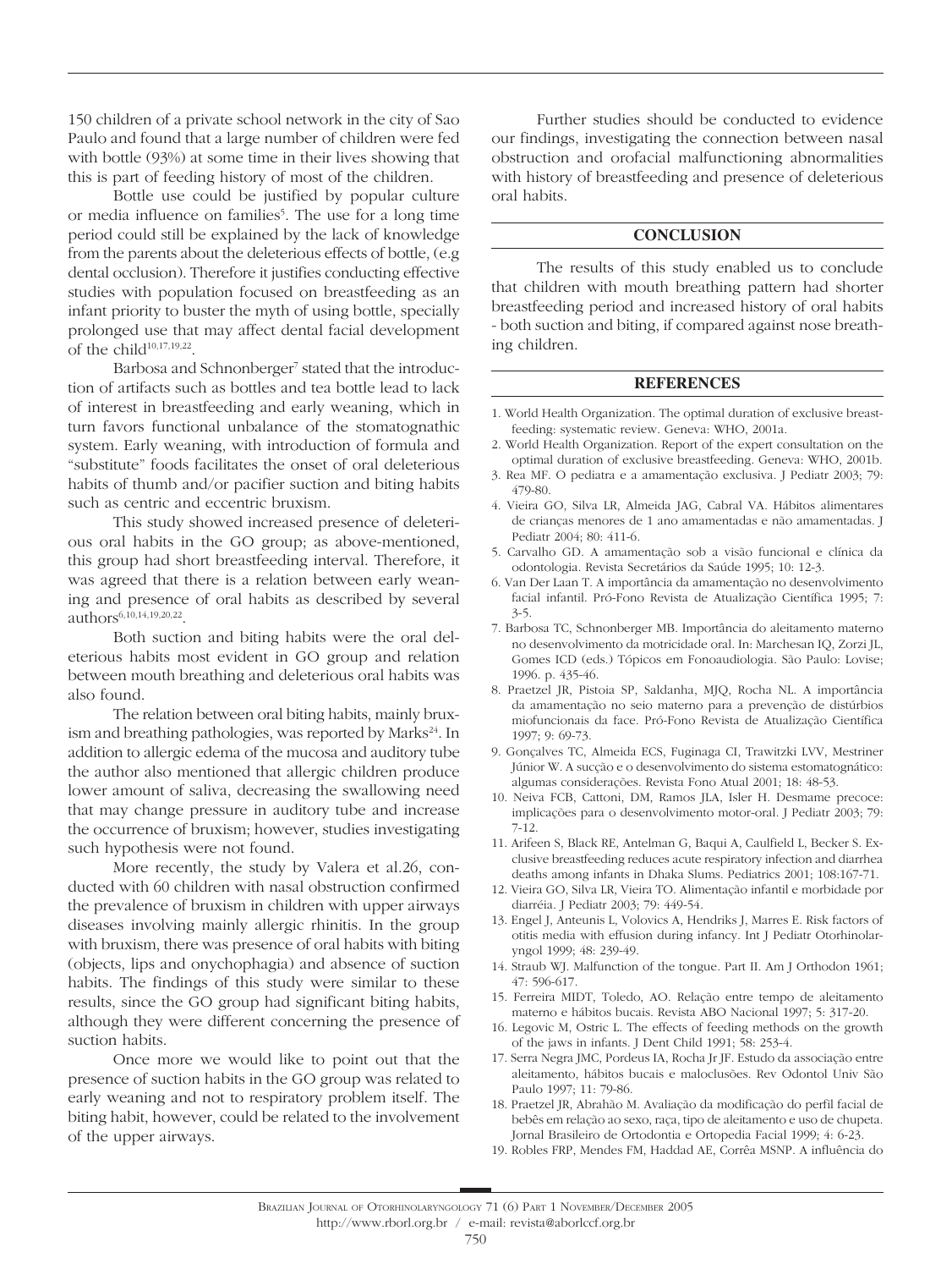150 children of a private school network in the city of Sao Paulo and found that a large number of children were fed with bottle (93%) at some time in their lives showing that this is part of feeding history of most of the children.

Bottle use could be justified by popular culture or media influence on families[5]. The use for a long time period could still be explained by the lack of knowledge from the parents about the deleterious effects of bottle, (e.g dental occlusion). Therefore it justifies conducting effective studies with population focused on breastfeeding as an infant priority to buster the myth of using bottle, specially prolonged use that may affect dental facial development of the child[10,17,19,22].

Barbosa and Schnonberger[7] stated that the introduction of artifacts such as bottles and tea bottle lead to lack of interest in breastfeeding and early weaning, which in turn favors functional unbalance of the stomatognathic system. Early weaning, with introduction of formula and "substitute" foods facilitates the onset of oral deleterious habits of thumb and/or pacifier suction and biting habits such as centric and eccentric bruxism.

This study showed increased presence of deleterious oral habits in the GO group; as above-mentioned, this group had short breastfeeding interval. Therefore, it was agreed that there is a relation between early weaning and presence of oral habits as described by several authors[6,10,14,19,20,22].

Both suction and biting habits were the oral deleterious habits most evident in GO group and relation between mouth breathing and deleterious oral habits was also found.

The relation between oral biting habits, mainly bruxism and breathing pathologies, was reported by Marks[24]. In addition to allergic edema of the mucosa and auditory tube the author also mentioned that allergic children produce lower amount of saliva, decreasing the swallowing need that may change pressure in auditory tube and increase the occurrence of bruxism; however, studies investigating such hypothesis were not found.

More recently, the study by Valera et al.26, conducted with 60 children with nasal obstruction confirmed the prevalence of bruxism in children with upper airways diseases involving mainly allergic rhinitis. In the group with bruxism, there was presence of oral habits with biting (objects, lips and onychophagia) and absence of suction habits. The findings of this study were similar to these results, since the GO group had significant biting habits, although they were different concerning the presence of suction habits.

Once more we would like to point out that the presence of suction habits in the GO group was related to early weaning and not to respiratory problem itself. The biting habit, however, could be related to the involvement of the upper airways.

Further studies should be conducted to evidence our findings, investigating the connection between nasal obstruction and orofacial malfunctioning abnormalities with history of breastfeeding and presence of deleterious oral habits.

## CONCLUSION

The results of this study enabled us to conclude that children with mouth breathing pattern had shorter breastfeeding period and increased history of oral habits - both suction and biting, if compared against nose breathing children.

## REFERENCES

1. World Health Organization. The optimal duration of exclusive breastfeeding: systematic review. Geneva: WHO, 2001a.
2. World Health Organization. Report of the expert consultation on the optimal duration of exclusive breastfeeding. Geneva: WHO, 2001b.
3. Rea MF. O pediatra e a amamentação exclusiva. J Pediatr 2003; 79: 479-80.
4. Vieira GO, Silva LR, Almeida JAG, Cabral VA. Hábitos alimentares de crianças menores de 1 ano amamentadas e não amamentadas. J Pediatr 2004; 80: 411-6.
5. Carvalho GD. A amamentação sob a visão funcional e clínica da odontologia. Revista Secretários da Saúde 1995; 10: 12-3.
6. Van Der Laan T. A importância da amamentação no desenvolvimento facial infantil. Pró-Fono Revista de Atualização Científica 1995; 7: 3-5.
7. Barbosa TC, Schnonberger MB. Importância do aleitamento materno no desenvolvimento da motricidade oral. In: Marchesan IQ, Zorzi JL, Gomes ICD (eds.) Tópicos em Fonoaudiologia. São Paulo: Lovise; 1996. p. 435-46.
8. Praetzel JR, Pistoia SP, Saldanha, MJQ, Rocha NL. A importância da amamentação no seio materno para a prevenção de distúrbios miofuncionais da face. Pró-Fono Revista de Atualização Científica 1997; 9: 69-73.
9. Gonçalves TC, Almeida ECS, Fuginaga CI, Trawitzki LVV, Mestriner Júnior W. A sucção e o desenvolvimento do sistema estomatognático: algumas considerações. Revista Fono Atual 2001; 18: 48-53.
10. Neiva FCB, Cattoni, DM, Ramos JLA, Isler H. Desmame precoce: implicações para o desenvolvimento motor-oral. J Pediatr 2003; 79: 7-12.
11. Arifeen S, Black RE, Antelman G, Baqui A, Caulfield L, Becker S. Exclusive breastfeeding reduces acute respiratory infection and diarrhea deaths among infants in Dhaka Slums. Pediatrics 2001; 108:167-71.
12. Vieira GO, Silva LR, Vieira TO. Alimentação infantil e morbidade por diarréia. J Pediatr 2003; 79: 449-54.
13. Engel J, Anteunis L, Volovics A, Hendriks J, Marres E. Risk factors of otitis media with effusion during infancy. Int J Pediatr Otorhinolaryngol 1999; 48: 239-49.
14. Straub WJ. Malfunction of the tongue. Part II. Am J Orthodon 1961; 47: 596-617.
15. Ferreira MIDT, Toledo, AO. Relação entre tempo de aleitamento materno e hábitos bucais. Revista ABO Nacional 1997; 5: 317-20.
16. Legovic M, Ostric L. The effects of feeding methods on the growth of the jaws in infants. J Dent Child 1991; 58: 253-4.
17. Serra Negra JMC, Pordeus IA, Rocha Jr JF. Estudo da associação entre aleitamento, hábitos bucais e maloclusões. Rev Odontol Univ São Paulo 1997; 11: 79-86.
18. Praetzel JR, Abrahão M. Avaliação da modificação do perfil facial de bebês em relação ao sexo, raça, tipo de aleitamento e uso de chupeta. Jornal Brasileiro de Ortodontia e Ortopedia Facial 1999; 4: 6-23.
19. Robles FRP, Mendes FM, Haddad AE, Corrêa MSNP. A influência do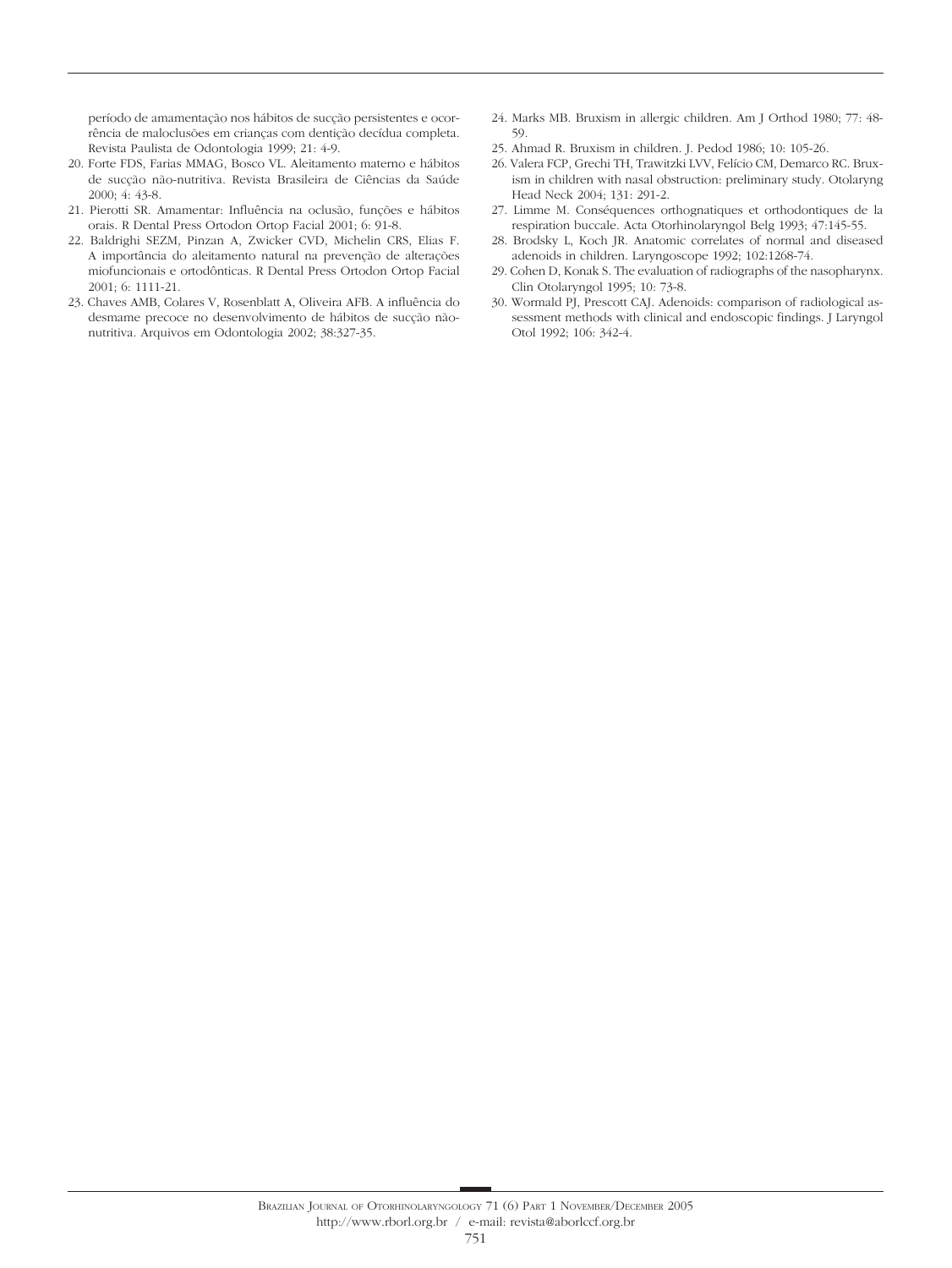período de amamentação nos hábitos de sucção persistentes e ocorrência de maloclusões em crianças com dentição decídua completa. Revista Paulista de Odontologia 1999; 21: 4-9.

20. Forte FDS, Farias MMAG, Bosco VL. Aleitamento materno e hábitos de sucção não-nutritiva. Revista Brasileira de Ciências da Saúde 2000; 4: 43-8.
21. Pierotti SR. Amamentar: Influência na oclusão, funções e hábitos orais. R Dental Press Ortodon Ortop Facial 2001; 6: 91-8.
22. Baldrighi SEZM, Pinzan A, Zwicker CVD, Michelin CRS, Elias F. A importância do aleitamento natural na prevenção de alterações miofuncionais e ortodônticas. R Dental Press Ortodon Ortop Facial 2001; 6: 1111-21.
23. Chaves AMB, Colares V, Rosenblatt A, Oliveira AFB. A influência do desmame precoce no desenvolvimento de hábitos de sucção não-nutritiva. Arquivos em Odontologia 2002; 38:327-35.
24. Marks MB. Bruxism in allergic children. Am J Orthod 1980; 77: 48-59.
25. Ahmad R. Bruxism in children. J. Pedod 1986; 10: 105-26.
26. Valera FCP, Grechi TH, Trawitzki LVV, Felício CM, Demarco RC. Bruxism in children with nasal obstruction: preliminary study. Otolaryng Head Neck 2004; 131: 291-2.
27. Limme M. Conséquences orthognatiques et orthodontiques de la respiration buccale. Acta Otorhinolaryngol Belg 1993; 47:145-55.
28. Brodsky L, Koch JR. Anatomic correlates of normal and diseased adenoids in children. Laryngoscope 1992; 102:1268-74.
29. Cohen D, Konak S. The evaluation of radiographs of the nasopharynx. Clin Otolaryngol 1995; 10: 73-8.
30. Wormald PJ, Prescott CAJ. Adenoids: comparison of radiological assessment methods with clinical and endoscopic findings. J Laryngol Otol 1992; 106: 342-4.